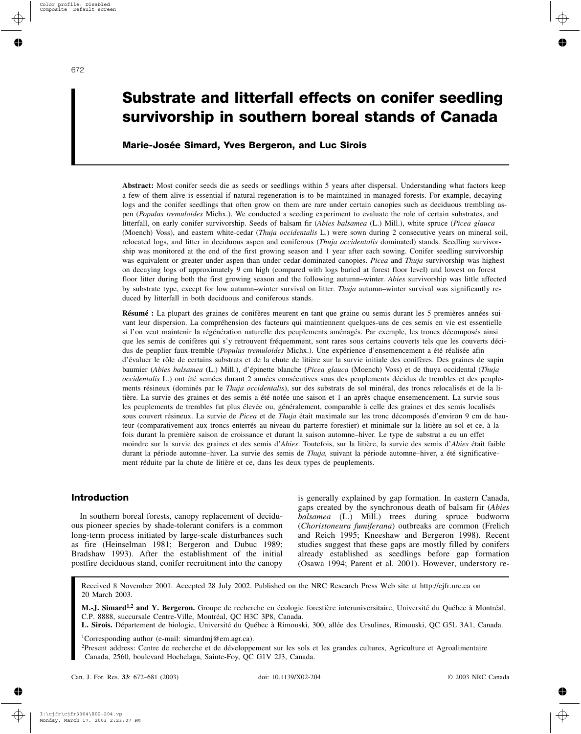# Substrate and litterfall effects on conifer seedling survivorship in southern boreal stands of Canada

**Marie-Josée Simard, Yves Bergeron, and Luc Sirois**

**Abstract:** Most conifer seeds die as seeds or seedlings within 5 years after dispersal. Understanding what factors keep a few of them alive is essential if natural regeneration is to be maintained in managed forests. For example, decaying logs and the conifer seedlings that often grow on them are rare under certain canopies such as deciduous trembling aspen (*Populus tremuloides* Michx.). We conducted a seeding experiment to evaluate the role of certain substrates, and litterfall, on early conifer survivorship. Seeds of balsam fir (*Abies balsamea* (L.) Mill.), white spruce (*Picea glauca* (Moench) Voss), and eastern white-cedar (*Thuja occidentalis* L.) were sown during 2 consecutive years on mineral soil, relocated logs, and litter in deciduous aspen and coniferous (*Thuja occidentalis* dominated) stands. Seedling survivorship was monitored at the end of the first growing season and 1 year after each sowing. Conifer seedling survivorship was equivalent or greater under aspen than under cedar-dominated canopies. *Picea* and *Thuja* survivorship was highest on decaying logs of approximately 9 cm high (compared with logs buried at forest floor level) and lowest on forest floor litter during both the first growing season and the following autumn–winter. *Abies* survivorship was little affected by substrate type, except for low autumn–winter survival on litter. *Thuja* autumn–winter survival was significantly reduced by litterfall in both deciduous and coniferous stands.

**Résumé :** La plupart des graines de conifères meurent en tant que graine ou semis durant les 5 premières années suivant leur dispersion. La compréhension des facteurs qui maintiennent quelques-uns de ces semis en vie est essentielle si l'on veut maintenir la régénération naturelle des peuplements aménagés. Par exemple, les troncs décomposés ainsi que les semis de conifères qui s'y retrouvent fréquemment, sont rares sous certains couverts tels que les couverts décidus de peuplier faux-tremble (*Populus tremuloides* Michx.). Une expérience d'ensemencement a été réalisée afin d'évaluer le rôle de certains substrats et de la chute de litière sur la survie initiale des conifères. Des graines de sapin baumier (*Abies balsamea* (L.) Mill.), d'épinette blanche (*Picea glauca* (Moench) Voss) et de thuya occidental (*Thuja occidentalis* L.) ont été semées durant 2 années consécutives sous des peuplements décidus de trembles et des peuplements résineux (dominés par le *Thuja occidentalis*), sur des substrats de sol minéral, des troncs relocalisés et de la litière. La survie des graines et des semis a été notée une saison et 1 an après chaque ensemencement. La survie sous les peuplements de trembles fut plus élevée ou, généralement, comparable à celle des graines et des semis localisés sous couvert résineux. La survie de *Picea* et de *Thuja* était maximale sur les tronc décomposés d'environ 9 cm de hauteur (comparativement aux troncs enterrés au niveau du parterre forestier) et minimale sur la litière au sol et ce, à la fois durant la première saison de croissance et durant la saison automne–hiver. Le type de substrat a eu un effet moindre sur la survie des graines et des semis d'*Abies*. Toutefois, sur la litière, la survie des semis d'*Abies* était faible durant la période automne–hiver. La survie des semis de *Thuja,* suivant la période automne–hiver, a été significativement réduite par la chute de litière et ce, dans les deux types de peuplements.

## Introduction

In southern boreal forests, canopy replacement of deciduous pioneer species by shade-tolerant conifers is a common long-term process initiated by large-scale disturbances such as fire (Heinselman 1981; Bergeron and Dubuc 1989; Bradshaw 1993). After the establishment of the initial postfire deciduous stand, conifer recruitment into the canopy is generally explained by gap formation. In eastern Canada, gaps created by the synchronous death of balsam fir (*Abies balsamea* (L.) Mill.) trees during spruce budworm (*Choristoneura fumiferana*) outbreaks are common (Frelich and Reich 1995; Kneeshaw and Bergeron 1998). Recent studies suggest that these gaps are mostly filled by conifers already established as seedlings before gap formation (Osawa 1994; Parent et al. 2001). However, understory re-

Received 8 November 2001. Accepted 28 July 2002. Published on the NRC Research Press Web site at http://cjfr.nrc.ca on 20 March 2003.

**M.-J. Simard[1,2] and Y. Bergeron.** Groupe de recherche en écologie forestière interuniversitaire, Université du Québec à Montréal, C.P. 8888, succursale Centre-Ville, Montréal, QC H3C 3P8, Canada.
**L. Sirois.** Département de biologie, Université du Québec à Rimouski, 300, allée des Ursulines, Rimouski, QC G5L 3A1, Canada.

[1]Corresponding author (e-mail: simardmj@em.agr.ca).
[2]Present address: Centre de recherche et de développement sur les sols et les grandes cultures, Agriculture et Agroalimentaire Canada, 2560, boulevard Hochelaga, Sainte-Foy, QC G1V 2J3, Canada.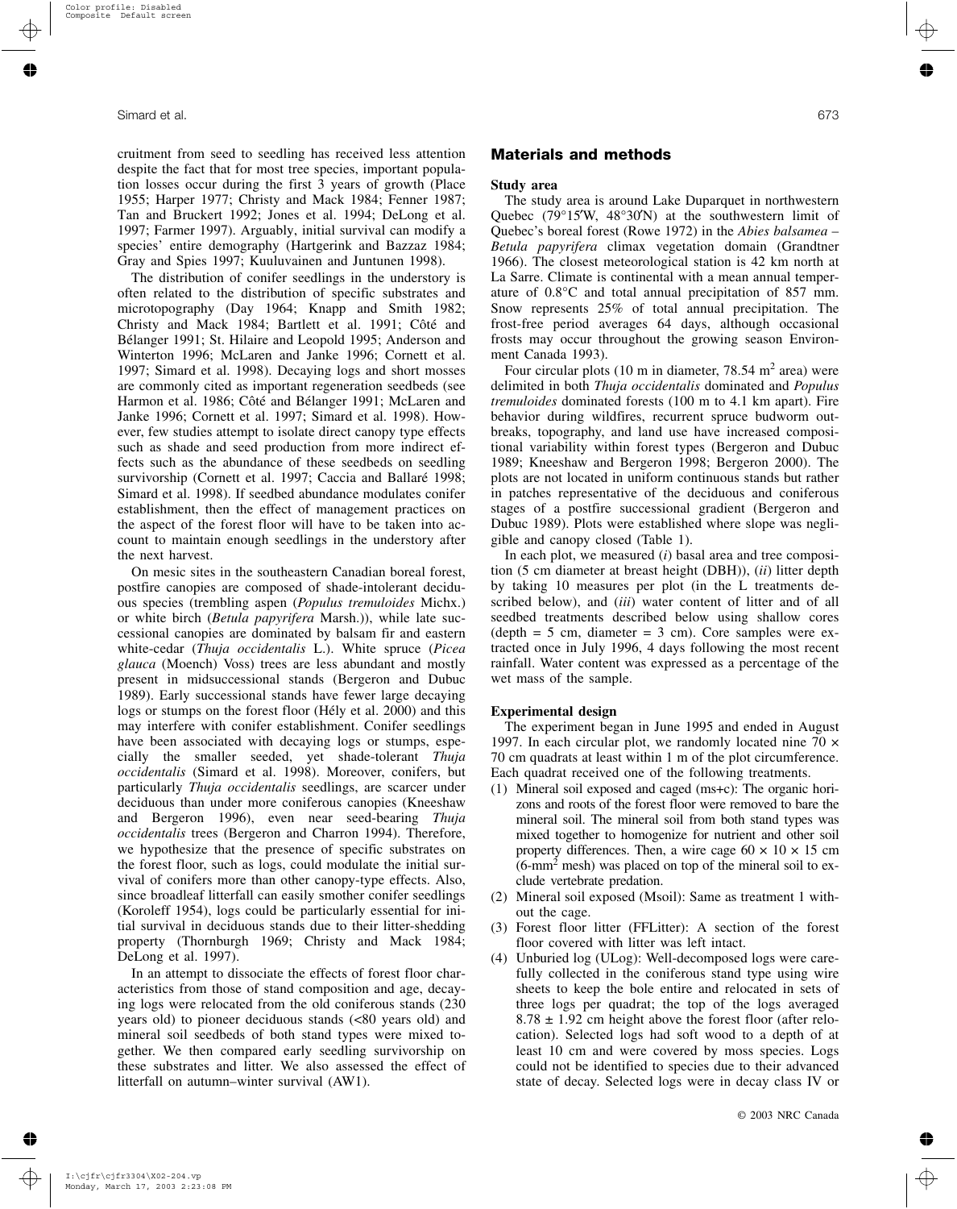cruitment from seed to seedling has received less attention despite the fact that for most tree species, important population losses occur during the first 3 years of growth (Place 1955; Harper 1977; Christy and Mack 1984; Fenner 1987; Tan and Bruckert 1992; Jones et al. 1994; DeLong et al. 1997; Farmer 1997). Arguably, initial survival can modify a species' entire demography (Hartgerink and Bazzaz 1984; Gray and Spies 1997; Kuuluvainen and Juntunen 1998).

The distribution of conifer seedlings in the understory is often related to the distribution of specific substrates and microtopography (Day 1964; Knapp and Smith 1982; Christy and Mack 1984; Bartlett et al. 1991; Côté and Bélanger 1991; St. Hilaire and Leopold 1995; Anderson and Winterton 1996; McLaren and Janke 1996; Cornett et al. 1997; Simard et al. 1998). Decaying logs and short mosses are commonly cited as important regeneration seedbeds (see Harmon et al. 1986; Côté and Bélanger 1991; McLaren and Janke 1996; Cornett et al. 1997; Simard et al. 1998). However, few studies attempt to isolate direct canopy type effects such as shade and seed production from more indirect effects such as the abundance of these seedbeds on seedling survivorship (Cornett et al. 1997; Caccia and Ballaré 1998; Simard et al. 1998). If seedbed abundance modulates conifer establishment, then the effect of management practices on the aspect of the forest floor will have to be taken into account to maintain enough seedlings in the understory after the next harvest.

On mesic sites in the southeastern Canadian boreal forest, postfire canopies are composed of shade-intolerant deciduous species (trembling aspen (*Populus tremuloides* Michx.) or white birch (*Betula papyrifera* Marsh.)), while late successional canopies are dominated by balsam fir and eastern white-cedar (*Thuja occidentalis* L.). White spruce (*Picea glauca* (Moench) Voss) trees are less abundant and mostly present in midsuccessional stands (Bergeron and Dubuc 1989). Early successional stands have fewer large decaying logs or stumps on the forest floor (Hély et al. 2000) and this may interfere with conifer establishment. Conifer seedlings have been associated with decaying logs or stumps, especially the smaller seeded, yet shade-tolerant *Thuja occidentalis* (Simard et al. 1998). Moreover, conifers, but particularly *Thuja occidentalis* seedlings, are scarcer under deciduous than under more coniferous canopies (Kneeshaw and Bergeron 1996), even near seed-bearing *Thuja occidentalis* trees (Bergeron and Charron 1994). Therefore, we hypothesize that the presence of specific substrates on the forest floor, such as logs, could modulate the initial survival of conifers more than other canopy-type effects. Also, since broadleaf litterfall can easily smother conifer seedlings (Koroleff 1954), logs could be particularly essential for initial survival in deciduous stands due to their litter-shedding property (Thornburgh 1969; Christy and Mack 1984; DeLong et al. 1997).

In an attempt to dissociate the effects of forest floor characteristics from those of stand composition and age, decaying logs were relocated from the old coniferous stands (230 years old) to pioneer deciduous stands (<80 years old) and mineral soil seedbeds of both stand types were mixed together. We then compared early seedling survivorship on these substrates and litter. We also assessed the effect of litterfall on autumn–winter survival (AW1).

## Materials and methods

### Study area

The study area is around Lake Duparquet in northwestern Quebec (79°15′W, 48°30′N) at the southwestern limit of Quebec's boreal forest (Rowe 1972) in the *Abies balsamea* – *Betula papyrifera* climax vegetation domain (Grandtner 1966). The closest meteorological station is 42 km north at La Sarre. Climate is continental with a mean annual temperature of 0.8°C and total annual precipitation of 857 mm. Snow represents 25% of total annual precipitation. The frost-free period averages 64 days, although occasional frosts may occur throughout the growing season Environment Canada 1993).

Four circular plots (10 m in diameter, 78.54 $m^2$ area) were delimited in both *Thuja occidentalis* dominated and *Populus tremuloides* dominated forests (100 m to 4.1 km apart). Fire behavior during wildfires, recurrent spruce budworm outbreaks, topography, and land use have increased compositional variability within forest types (Bergeron and Dubuc 1989; Kneeshaw and Bergeron 1998; Bergeron 2000). The plots are not located in uniform continuous stands but rather in patches representative of the deciduous and coniferous stages of a postfire successional gradient (Bergeron and Dubuc 1989). Plots were established where slope was negligible and canopy closed (Table 1).

In each plot, we measured (*i*) basal area and tree composition (5 cm diameter at breast height (DBH)), (*ii*) litter depth by taking 10 measures per plot (in the L treatments described below), and (*iii*) water content of litter and of all seedbed treatments described below using shallow cores (depth = 5 cm, diameter = 3 cm). Core samples were extracted once in July 1996, 4 days following the most recent rainfall. Water content was expressed as a percentage of the wet mass of the sample.

### Experimental design

The experiment began in June 1995 and ended in August 1997. In each circular plot, we randomly located nine 70 × 70 cm quadrats at least within 1 m of the plot circumference. Each quadrat received one of the following treatments.

1. Mineral soil exposed and caged (ms+c): The organic horizons and roots of the forest floor were removed to bare the mineral soil. The mineral soil from both stand types was mixed together to homogenize for nutrient and other soil property differences. Then, a wire cage 60 × 10 × 15 cm (6-$mm^2$ mesh) was placed on top of the mineral soil to exclude vertebrate predation.
2. Mineral soil exposed (Msoil): Same as treatment 1 without the cage.
3. Forest floor litter (FFLitter): A section of the forest floor covered with litter was left intact.
4. Unburied log (ULog): Well-decomposed logs were carefully collected in the coniferous stand type using wire sheets to keep the bole entire and relocated in sets of three logs per quadrat; the top of the logs averaged 8.78 ± 1.92 cm height above the forest floor (after relocation). Selected logs had soft wood to a depth of at least 10 cm and were covered by moss species. Logs could not be identified to species due to their advanced state of decay. Selected logs were in decay class IV or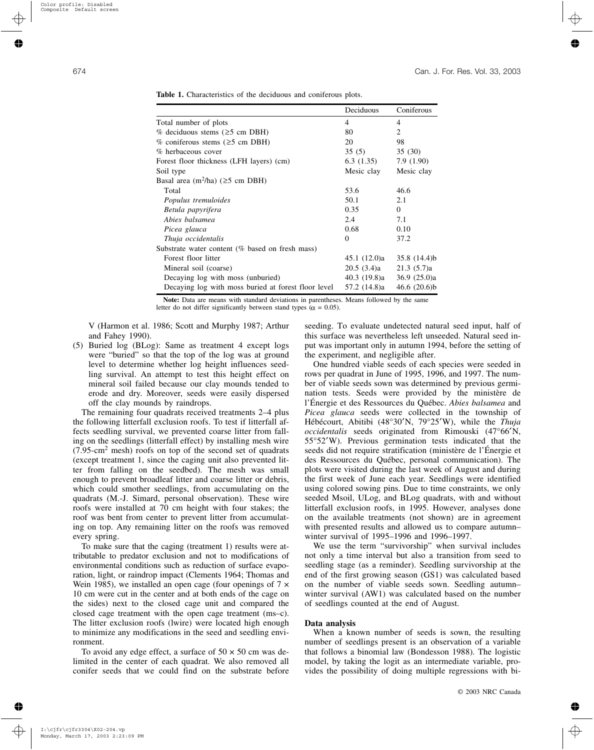**Table 1.** Characteristics of the deciduous and coniferous plots.

| | Deciduous | Coniferous |
|---|---|---|
| Total number of plots | 4 | 4 |
| % deciduous stems (≥5 cm DBH) | 80 | 2 |
| % coniferous stems (≥5 cm DBH) | 20 | 98 |
| % herbaceous cover | 35 (5) | 35 (30) |
| Forest floor thickness (LFH layers) (cm) | 6.3 (1.35) | 7.9 (1.90) |
| Soil type | Mesic clay | Mesic clay |
| Basal area ($m^2$/ha) (≥5 cm DBH) | | |
| Total | 53.6 | 46.6 |
| *Populus tremuloides* | 50.1 | 2.1 |
| *Betula papyrifera* | 0.35 | 0 |
| *Abies balsamea* | 2.4 | 7.1 |
| *Picea glauca* | 0.68 | 0.10 |
| *Thuja occidentalis* | 0 | 37.2 |
| Substrate water content (% based on fresh mass) | | |
| Forest floor litter | 45.1 (12.0)a | 35.8 (14.4)b |
| Mineral soil (coarse) | 20.5 (3.4)a | 21.3 (5.7)a |
| Decaying log with moss (unburied) | 40.3 (19.8)a | 36.9 (25.0)a |
| Decaying log with moss buried at forest floor level | 57.2 (14.8)a | 46.6 (20.6)b |

**Note:** Data are means with standard deviations in parentheses. Means followed by the same letter do not differ significantly between stand types ($\alpha = 0.05$).

V (Harmon et al. 1986; Scott and Murphy 1987; Arthur and Fahey 1990).

(5) Buried log (BLog): Same as treatment 4 except logs were "buried" so that the top of the log was at ground level to determine whether log height influences seedling survival. An attempt to test this height effect on mineral soil failed because our clay mounds tended to erode and dry. Moreover, seeds were easily dispersed off the clay mounds by raindrops.

The remaining four quadrats received treatments 2–4 plus the following litterfall exclusion roofs. To test if litterfall affects seedling survival, we prevented coarse litter from falling on the seedlings (litterfall effect) by installing mesh wire (7.95-$cm^2$ mesh) roofs on top of the second set of quadrats (except treatment 1, since the caging unit also prevented litter from falling on the seedbed). The mesh was small enough to prevent broadleaf litter and coarse litter or debris, which could smother seedlings, from accumulating on the quadrats (M.-J. Simard, personal observation). These wire roofs were installed at 70 cm height with four stakes; the roof was bent from center to prevent litter from accumulating on top. Any remaining litter on the roofs was removed every spring.

To make sure that the caging (treatment 1) results were attributable to predator exclusion and not to modifications of environmental conditions such as reduction of surface evaporation, light, or raindrop impact (Clements 1964; Thomas and Wein 1985), we installed an open cage (four openings of 7 × 10 cm were cut in the center and at both ends of the cage on the sides) next to the closed cage unit and compared the closed cage treatment with the open cage treatment (ms–c). The litter exclusion roofs (lwire) were located high enough to minimize any modifications in the seed and seedling environment.

To avoid any edge effect, a surface of 50 × 50 cm was delimited in the center of each quadrat. We also removed all conifer seeds that we could find on the substrate before seeding. To evaluate undetected natural seed input, half of this surface was nevertheless left unseeded. Natural seed input was important only in autumn 1994, before the setting of the experiment, and negligible after.

One hundred viable seeds of each species were seeded in rows per quadrat in June of 1995, 1996, and 1997. The number of viable seeds sown was determined by previous germination tests. Seeds were provided by the ministère de l'Énergie et des Ressources du Québec. *Abies balsamea* and *Picea glauca* seeds were collected in the township of Hébécourt, Abitibi (48°30′N, 79°25′W), while the *Thuja occidentalis* seeds originated from Rimouski (47°66′N, 55°52′W). Previous germination tests indicated that the seeds did not require stratification (ministère de l'Énergie et des Ressources du Québec, personal communication). The plots were visited during the last week of August and during the first week of June each year. Seedlings were identified using colored sowing pins. Due to time constraints, we only seeded Msoil, ULog, and BLog quadrats, with and without litterfall exclusion roofs, in 1995. However, analyses done on the available treatments (not shown) are in agreement with presented results and allowed us to compare autumn–winter survival of 1995–1996 and 1996–1997.

We use the term "survivorship" when survival includes not only a time interval but also a transition from seed to seedling stage (as a reminder). Seedling survivorship at the end of the first growing season (GS1) was calculated based on the number of viable seeds sown. Seedling autumn–winter survival (AW1) was calculated based on the number of seedlings counted at the end of August.

### Data analysis

When a known number of seeds is sown, the resulting number of seedlings present is an observation of a variable that follows a binomial law (Bondesson 1988). The logistic model, by taking the logit as an intermediate variable, provides the possibility of doing multiple regressions with bi-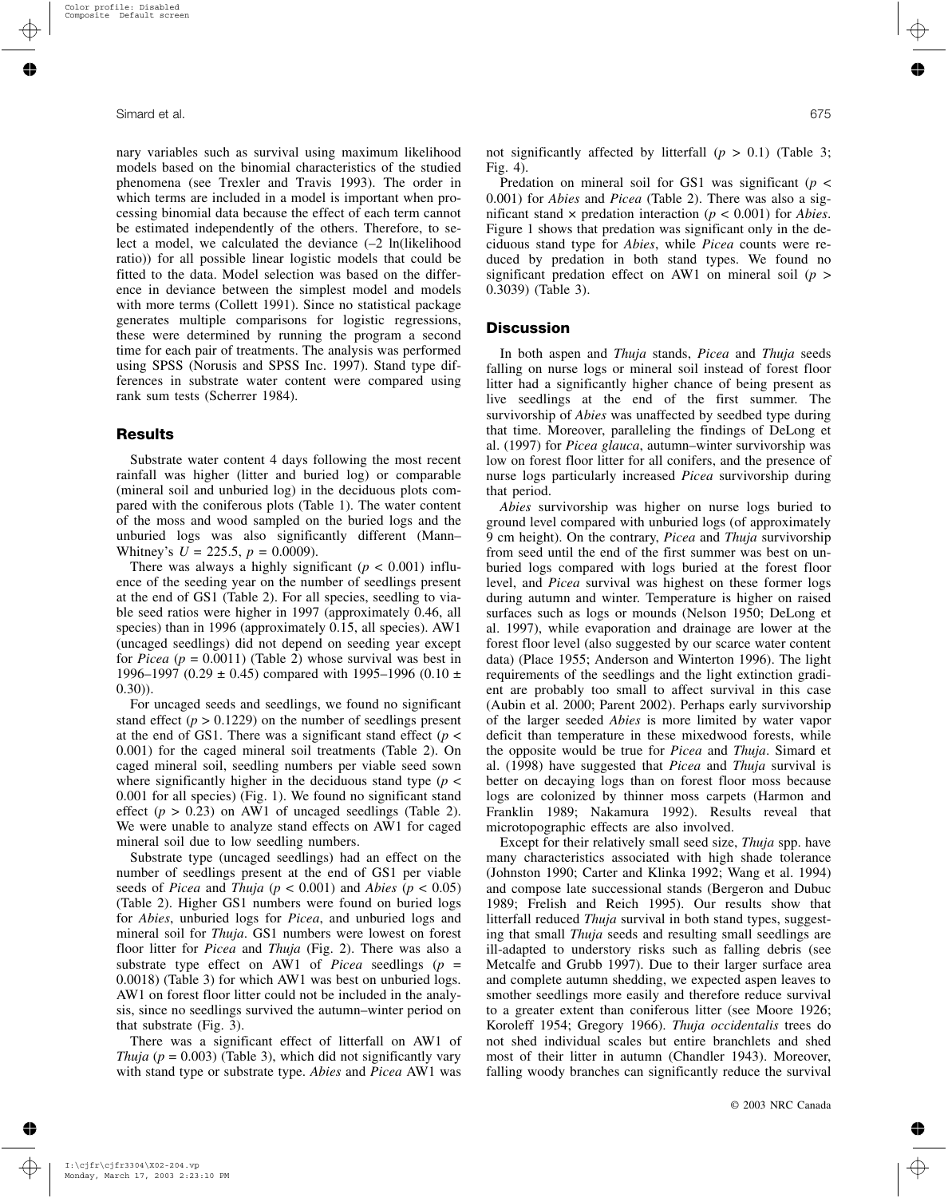nary variables such as survival using maximum likelihood models based on the binomial characteristics of the studied phenomena (see Trexler and Travis 1993). The order in which terms are included in a model is important when processing binomial data because the effect of each term cannot be estimated independently of the others. Therefore, to select a model, we calculated the deviance (–2 ln(likelihood ratio)) for all possible linear logistic models that could be fitted to the data. Model selection was based on the difference in deviance between the simplest model and models with more terms (Collett 1991). Since no statistical package generates multiple comparisons for logistic regressions, these were determined by running the program a second time for each pair of treatments. The analysis was performed using SPSS (Norusis and SPSS Inc. 1997). Stand type differences in substrate water content were compared using rank sum tests (Scherrer 1984).

## Results

Substrate water content 4 days following the most recent rainfall was higher (litter and buried log) or comparable (mineral soil and unburied log) in the deciduous plots compared with the coniferous plots (Table 1). The water content of the moss and wood sampled on the buried logs and the unburied logs was also significantly different (Mann–Whitney's $U = 225.5$, $p = 0.0009$).

There was always a highly significant ($p < 0.001$) influence of the seeding year on the number of seedlings present at the end of GS1 (Table 2). For all species, seedling to viable seed ratios were higher in 1997 (approximately 0.46, all species) than in 1996 (approximately 0.15, all species). AW1 (uncaged seedlings) did not depend on seeding year except for *Picea* ($p = 0.0011$) (Table 2) whose survival was best in 1996–1997 ($0.29 \pm 0.45$) compared with 1995–1996 ($0.10 \pm 0.30$)).

For uncaged seeds and seedlings, we found no significant stand effect ($p > 0.1229$) on the number of seedlings present at the end of GS1. There was a significant stand effect ($p < 0.001$) for the caged mineral soil treatments (Table 2). On caged mineral soil, seedling numbers per viable seed sown where significantly higher in the deciduous stand type ($p < 0.001$ for all species) (Fig. 1). We found no significant stand effect ($p > 0.23$) on AW1 of uncaged seedlings (Table 2). We were unable to analyze stand effects on AW1 for caged mineral soil due to low seedling numbers.

Substrate type (uncaged seedlings) had an effect on the number of seedlings present at the end of GS1 per viable seeds of *Picea* and *Thuja* ($p < 0.001$) and *Abies* ($p < 0.05$) (Table 2). Higher GS1 numbers were found on buried logs for *Abies*, unburied logs for *Picea*, and unburied logs and mineral soil for *Thuja*. GS1 numbers were lowest on forest floor litter for *Picea* and *Thuja* (Fig. 2). There was also a substrate type effect on AW1 of *Picea* seedlings ($p = 0.0018$) (Table 3) for which AW1 was best on unburied logs. AW1 on forest floor litter could not be included in the analysis, since no seedlings survived the autumn–winter period on that substrate (Fig. 3).

There was a significant effect of litterfall on AW1 of *Thuja* ($p = 0.003$) (Table 3), which did not significantly vary with stand type or substrate type. *Abies* and *Picea* AW1 was not significantly affected by litterfall ($p > 0.1$) (Table 3; Fig. 4).

Predation on mineral soil for GS1 was significant ($p < 0.001$) for *Abies* and *Picea* (Table 2). There was also a significant stand × predation interaction ($p < 0.001$) for *Abies*. Figure 1 shows that predation was significant only in the deciduous stand type for *Abies*, while *Picea* counts were reduced by predation in both stand types. We found no significant predation effect on AW1 on mineral soil ($p > 0.3039$) (Table 3).

## Discussion

In both aspen and *Thuja* stands, *Picea* and *Thuja* seeds falling on nurse logs or mineral soil instead of forest floor litter had a significantly higher chance of being present as live seedlings at the end of the first summer. The survivorship of *Abies* was unaffected by seedbed type during that time. Moreover, paralleling the findings of DeLong et al. (1997) for *Picea glauca*, autumn–winter survivorship was low on forest floor litter for all conifers, and the presence of nurse logs particularly increased *Picea* survivorship during that period.

*Abies* survivorship was higher on nurse logs buried to ground level compared with unburied logs (of approximately 9 cm height). On the contrary, *Picea* and *Thuja* survivorship from seed until the end of the first summer was best on unburied logs compared with logs buried at the forest floor level, and *Picea* survival was highest on these former logs during autumn and winter. Temperature is higher on raised surfaces such as logs or mounds (Nelson 1950; DeLong et al. 1997), while evaporation and drainage are lower at the forest floor level (also suggested by our scarce water content data) (Place 1955; Anderson and Winterton 1996). The light requirements of the seedlings and the light extinction gradient are probably too small to affect survival in this case (Aubin et al. 2000; Parent 2002). Perhaps early survivorship of the larger seeded *Abies* is more limited by water vapor deficit than temperature in these mixedwood forests, while the opposite would be true for *Picea* and *Thuja*. Simard et al. (1998) have suggested that *Picea* and *Thuja* survival is better on decaying logs than on forest floor moss because logs are colonized by thinner moss carpets (Harmon and Franklin 1989; Nakamura 1992). Results reveal that microtopographic effects are also involved.

Except for their relatively small seed size, *Thuja* spp. have many characteristics associated with high shade tolerance (Johnston 1990; Carter and Klinka 1992; Wang et al. 1994) and compose late successional stands (Bergeron and Dubuc 1989; Frelish and Reich 1995). Our results show that litterfall reduced *Thuja* survival in both stand types, suggesting that small *Thuja* seeds and resulting small seedlings are ill-adapted to understory risks such as falling debris (see Metcalfe and Grubb 1997). Due to their larger surface area and complete autumn shedding, we expected aspen leaves to smother seedlings more easily and therefore reduce survival to a greater extent than coniferous litter (see Moore 1926; Koroleff 1954; Gregory 1966). *Thuja occidentalis* trees do not shed individual scales but entire branchlets and shed most of their litter in autumn (Chandler 1943). Moreover, falling woody branches can significantly reduce the survival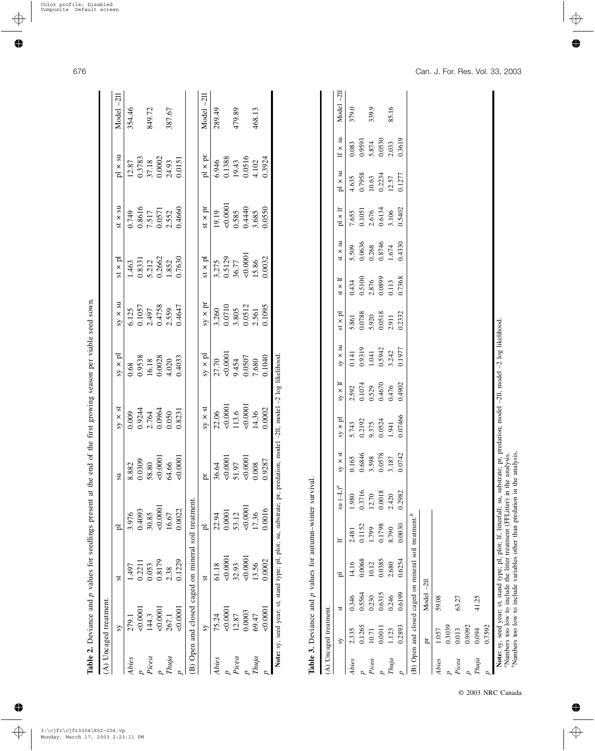**Table 2.** Deviance and *p* values for seedlings present at the end of the first growing season per viable seed sown.

(A) Uncaged treatment.

| | sy | st | pl | su | sy × st | sy × pl | sy × su | st × pl | st × su | pl × su | Model −2ll |
|---|---|---|---|---|---|---|---|---|---|---|---|
| *Abies* | 279.1 | 1.497 | 3.976 | 8.882 | 0.009 | 0.68 | 6.125 | 1.463 | 0.749 | 12.87 | 354.46 |
| *p* | <0.0001 | 0.2211 | 0.4093 | 0.0309 | 0.9244 | 0.9538 | 0.1057 | 0.8331 | 0.8616 | 0.3783 | |
| *Picea* | 144.3 | 0.053 | 30.85 | 58.80 | 2.764 | 16.18 | 2.497 | 5.212 | 7.517 | 37.18 | 849.72 |
| *p* | <0.0001 | 0.8179 | <0.0001 | <0.0001 | 0.0964 | 0.0028 | 0.4758 | 0.2662 | 0.0571 | 0.0002 | |
| *Thuja* | 267.1 | 2.38 | 16.67 | 64.66 | 0.050 | 4.020 | 2.559 | 1.852 | 2.552 | 24.93 | 387.67 |
| *p* | <0.0001 | 0.1229 | 0.0022 | <0.0001 | 0.8231 | 0.4033 | 0.4647 | 0.7630 | 0.4660 | 0.0151 | |

(B) Open and closed caged on mineral soil treatment.

| | sy | st | pl | pr | sy × st | sy × pl | sy × pr | st × pl | st × pr | pl × pr | Model −2ll |
|---|---|---|---|---|---|---|---|---|---|---|---|
| *Abies* | 75.24 | 61.18 | 22.94 | 36.64 | 22.06 | 27.70 | 3.260 | 3.275 | 19.19 | 6.946 | 289.49 |
| *p* | <0.0001 | <0.0001 | 0.0001 | <0.0001 | <0.0001 | <0.0001 | 0.0710 | 0.5129 | <0.0001 | 0.1388 | |
| *Picea* | 12.87 | 32.93 | 53.12 | 51.97 | 113.6 | 9.454 | 3.805 | 36.77 | 0.585 | 19.43 | 479.89 |
| *p* | 0.0003 | <0.0001 | <0.0001 | <0.0001 | <0.0001 | 0.0507 | 0.0512 | <0.0001 | 0.4440 | 0.0516 | |
| *Thuja* | 69.47 | 13.56 | 17.36 | 0.008 | 14.36 | 7.680 | 2.561 | 15.86 | 3.685 | 4.102 | 468.13 |
| *p* | <0.0001 | 0.0002 | 0.0016 | 0.9287 | 0.0002 | 0.1040 | 0.1095 | 0.0032 | 0.0550 | 0.3924 | |

**Note:** sy, seed year; st, stand type; pl, plot; su, substrate; pr, predation; model −2ll, model −2 log likelihood.

**Table 3.** Deviance and *p* values for autumn–winter survival.

(A) Uncaged treatment.

| | sy | st | pl | lf | su (−L)[a] | sy × st | sy × pl | sy × lf | sy × su | st × pl | st × lf | st × su | pl × lf | pl × su | lf × su | Model −2ll |
|---|---|---|---|---|---|---|---|---|---|---|---|---|---|---|---|---|
| *Abies* | 2.335 | 0.346 | 14.16 | 2.481 | 1.980 | 0.165 | 5.743 | 2.592 | 0.141 | 5.861 | 0.434 | 5.509 | 7.655 | 4.635 | 0.083 | 379.0 |
| *p* | 0.1265 | 0.5564 | 0.0068 | 0.1152 | 0.3716 | 0.6846 | 0.2192 | 0.1074 | 0.9319 | 0.0788 | 0.5100 | 0.0636 | 0.1051 | 0.7958 | 0.9593 | |
| *Picea* | 10.71 | 0.230 | 10.12 | 1.799 | 12.70 | 3.598 | 9.375 | 0.529 | 1.041 | 5.920 | 2.876 | 0.268 | 2.676 | 10.63 | 5.874 | 339.9 |
| *p* | 0.0011 | 0.6315 | 0.0385 | 0.1798 | 0.0018 | 0.0578 | 0.0524 | 0.4670 | 0.5942 | 0.0518 | 0.0899 | 0.8746 | 0.6134 | 0.2234 | 0.0530 | |
| *Thuja* | 1.123 | 0.246 | 2.680 | 8.790 | 2.420 | 3.187 | 1.941 | 0.476 | 3.242 | 2.911 | 0.113 | 1.674 | 3.106 | 12.57 | 2.033 | 85.16 |
| *p* | 0.2893 | 0.6199 | 0.6254 | 0.0030 | 0.2982 | 0.0742 | 0.07466 | 0.4902 | 0.1977 | 0.2332 | 0.7368 | 0.4330 | 0.5402 | 0.1277 | 0.3619 | |

(B) Open and closed caged on mineral soil treatment.[b]

| | pr | Model −2ll |
|---|---|---|
| *Abies* | 1.057 | 59.08 |
| *p* | 0.3039 | |
| *Picea* | 0.013 | 63.27 |
| *p* | 0.9092 | |
| *Thuja* | 0.094 | 41.25 |
| *p* | 0.7592 | |

**Note:** sy, seed year; st, stand type; pl, plot; lf, litterfall; su, substrate; pr, predation; model −2ll, model −2 log likelihood.
[a]Numbers too low to include the litter treatment (FFLitter) in the analysis.
[b]Numbers too low to include variables other than predation in the analysis.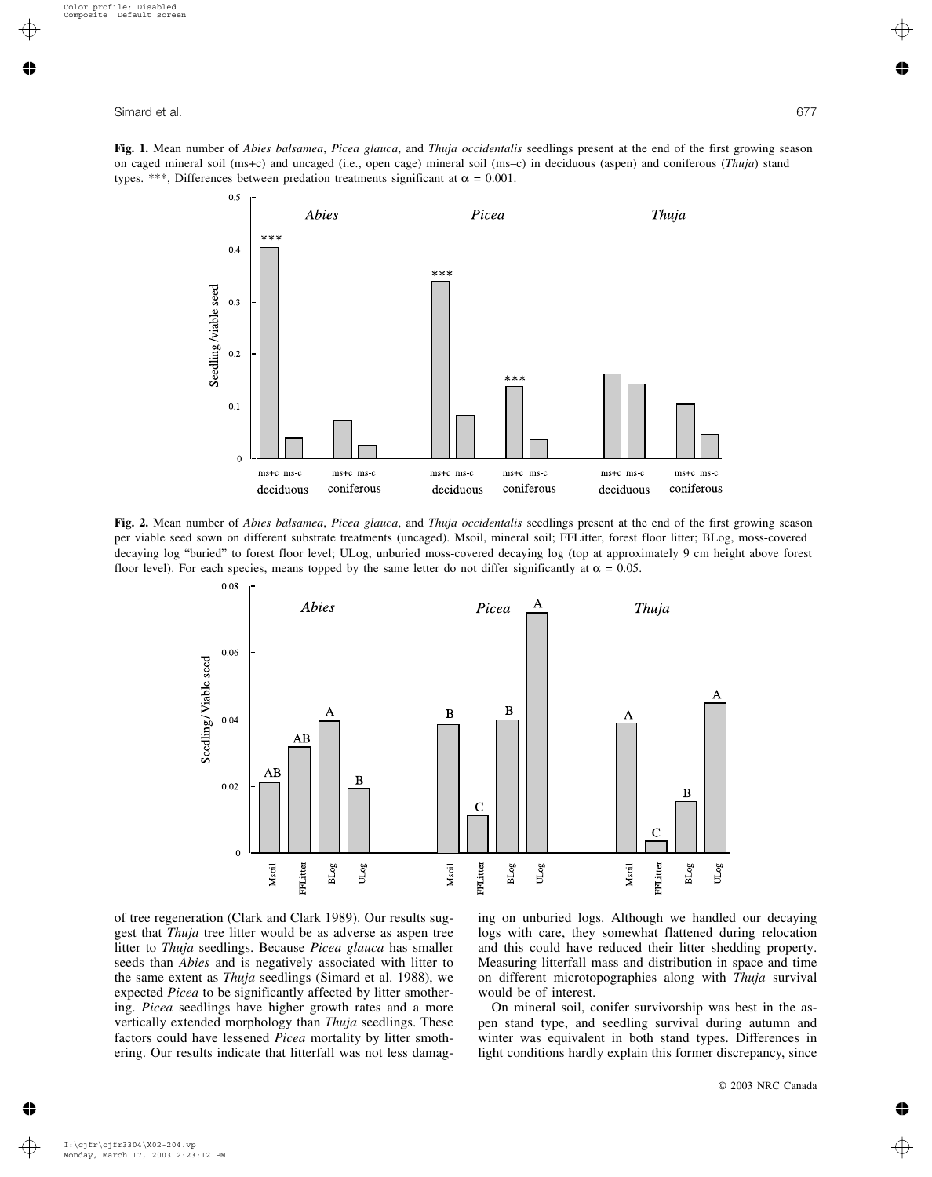**Fig. 1.** Mean number of *Abies balsamea*, *Picea glauca*, and *Thuja occidentalis* seedlings present at the end of the first growing season on caged mineral soil (ms+c) and uncaged (i.e., open cage) mineral soil (ms–c) in deciduous (aspen) and coniferous (*Thuja*) stand types. ***, Differences between predation treatments significant at $\alpha = 0.001$.

**Fig. 2.** Mean number of *Abies balsamea*, *Picea glauca*, and *Thuja occidentalis* seedlings present at the end of the first growing season per viable seed sown on different substrate treatments (uncaged). Msoil, mineral soil; FFLitter, forest floor litter; BLog, moss-covered decaying log "buried" to forest floor level; ULog, unburied moss-covered decaying log (top at approximately 9 cm height above forest floor level). For each species, means topped by the same letter do not differ significantly at $\alpha = 0.05$.

of tree regeneration (Clark and Clark 1989). Our results suggest that *Thuja* tree litter would be as adverse as aspen tree litter to *Thuja* seedlings. Because *Picea glauca* has smaller seeds than *Abies* and is negatively associated with litter to the same extent as *Thuja* seedlings (Simard et al. 1988), we expected *Picea* to be significantly affected by litter smothering. *Picea* seedlings have higher growth rates and a more vertically extended morphology than *Thuja* seedlings. These factors could have lessened *Picea* mortality by litter smothering. Our results indicate that litterfall was not less damaging on unburied logs. Although we handled our decaying logs with care, they somewhat flattened during relocation and this could have reduced their litter shedding property. Measuring litterfall mass and distribution in space and time on different microtopographies along with *Thuja* survival would be of interest.

On mineral soil, conifer survivorship was best in the aspen stand type, and seedling survival during autumn and winter was equivalent in both stand types. Differences in light conditions hardly explain this former discrepancy, since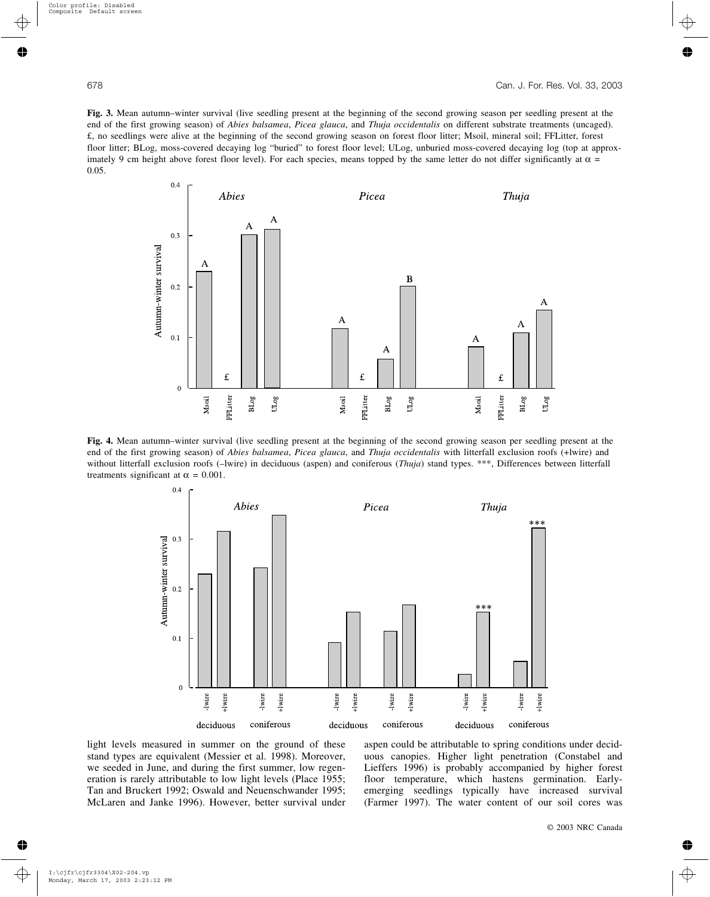**Fig. 3.** Mean autumn–winter survival (live seedling present at the beginning of the second growing season per seedling present at the end of the first growing season) of *Abies balsamea*, *Picea glauca*, and *Thuja occidentalis* on different substrate treatments (uncaged). £, no seedlings were alive at the beginning of the second growing season on forest floor litter; Msoil, mineral soil; FFLitter, forest floor litter; BLog, moss-covered decaying log "buried" to forest floor level; ULog, unburied moss-covered decaying log (top at approximately 9 cm height above forest floor level). For each species, means topped by the same letter do not differ significantly at $\alpha$ = 0.05.

**Fig. 4.** Mean autumn–winter survival (live seedling present at the beginning of the second growing season per seedling present at the end of the first growing season) of *Abies balsamea*, *Picea glauca*, and *Thuja occidentalis* with litterfall exclusion roofs (+lwire) and without litterfall exclusion roofs (–lwire) in deciduous (aspen) and coniferous (*Thuja*) stand types. ***, Differences between litterfall treatments significant at $\alpha$ = 0.001.

light levels measured in summer on the ground of these stand types are equivalent (Messier et al. 1998). Moreover, we seeded in June, and during the first summer, low regeneration is rarely attributable to low light levels (Place 1955; Tan and Bruckert 1992; Oswald and Neuenschwander 1995; McLaren and Janke 1996). However, better survival under aspen could be attributable to spring conditions under deciduous canopies. Higher light penetration (Constabel and Lieffers 1996) is probably accompanied by higher forest floor temperature, which hastens germination. Early-emerging seedlings typically have increased survival (Farmer 1997). The water content of our soil cores was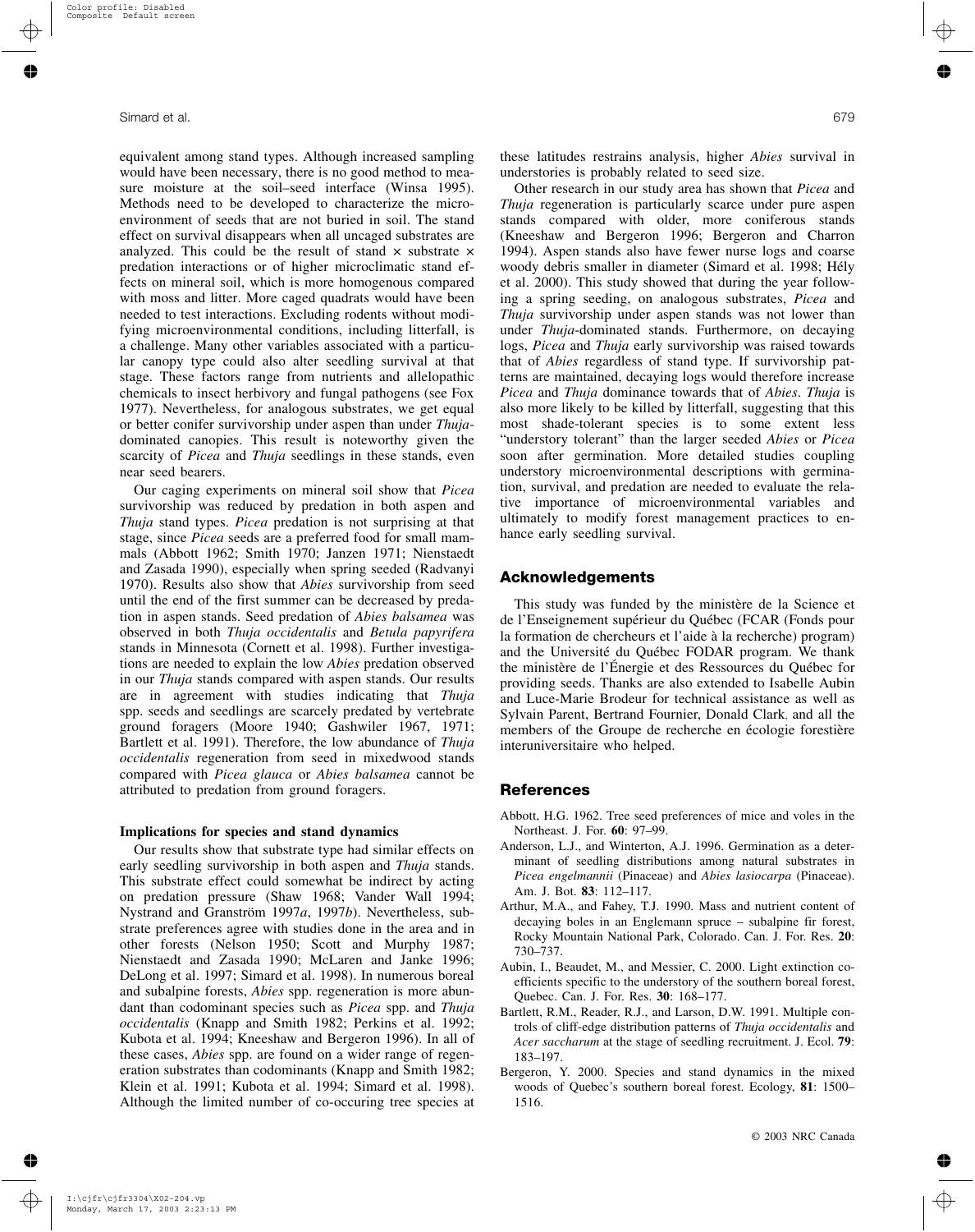equivalent among stand types. Although increased sampling would have been necessary, there is no good method to measure moisture at the soil–seed interface (Winsa 1995). Methods need to be developed to characterize the microenvironment of seeds that are not buried in soil. The stand effect on survival disappears when all uncaged substrates are analyzed. This could be the result of stand × substrate × predation interactions or of higher microclimatic stand effects on mineral soil, which is more homogenous compared with moss and litter. More caged quadrats would have been needed to test interactions. Excluding rodents without modifying microenvironmental conditions, including litterfall, is a challenge. Many other variables associated with a particular canopy type could also alter seedling survival at that stage. These factors range from nutrients and allelopathic chemicals to insect herbivory and fungal pathogens (see Fox 1977). Nevertheless, for analogous substrates, we get equal or better conifer survivorship under aspen than under *Thuja*-dominated canopies. This result is noteworthy given the scarcity of *Picea* and *Thuja* seedlings in these stands, even near seed bearers.

Our caging experiments on mineral soil show that *Picea* survivorship was reduced by predation in both aspen and *Thuja* stand types. *Picea* predation is not surprising at that stage, since *Picea* seeds are a preferred food for small mammals (Abbott 1962; Smith 1970; Janzen 1971; Nienstaedt and Zasada 1990), especially when spring seeded (Radvanyi 1970). Results also show that *Abies* survivorship from seed until the end of the first summer can be decreased by predation in aspen stands. Seed predation of *Abies balsamea* was observed in both *Thuja occidentalis* and *Betula papyrifera* stands in Minnesota (Cornett et al. 1998). Further investigations are needed to explain the low *Abies* predation observed in our *Thuja* stands compared with aspen stands. Our results are in agreement with studies indicating that *Thuja* spp. seeds and seedlings are scarcely predated by vertebrate ground foragers (Moore 1940; Gashwiler 1967, 1971; Bartlett et al. 1991). Therefore, the low abundance of *Thuja occidentalis* regeneration from seed in mixedwood stands compared with *Picea glauca* or *Abies balsamea* cannot be attributed to predation from ground foragers.

### Implications for species and stand dynamics

Our results show that substrate type had similar effects on early seedling survivorship in both aspen and *Thuja* stands. This substrate effect could somewhat be indirect by acting on predation pressure (Shaw 1968; Vander Wall 1994; Nystrand and Granström 1997*a*, 1997*b*). Nevertheless, substrate preferences agree with studies done in the area and in other forests (Nelson 1950; Scott and Murphy 1987; Nienstaedt and Zasada 1990; McLaren and Janke 1996; DeLong et al. 1997; Simard et al. 1998). In numerous boreal and subalpine forests, *Abies* spp. regeneration is more abundant than codominant species such as *Picea* spp. and *Thuja occidentalis* (Knapp and Smith 1982; Perkins et al. 1992; Kubota et al. 1994; Kneeshaw and Bergeron 1996). In all of these cases, *Abies* spp. are found on a wider range of regeneration substrates than codominants (Knapp and Smith 1982; Klein et al. 1991; Kubota et al. 1994; Simard et al. 1998). Although the limited number of co-occuring tree species at these latitudes restrains analysis, higher *Abies* survival in understories is probably related to seed size.

Other research in our study area has shown that *Picea* and *Thuja* regeneration is particularly scarce under pure aspen stands compared with older, more coniferous stands (Kneeshaw and Bergeron 1996; Bergeron and Charron 1994). Aspen stands also have fewer nurse logs and coarse woody debris smaller in diameter (Simard et al. 1998; Hély et al. 2000). This study showed that during the year following a spring seeding, on analogous substrates, *Picea* and *Thuja* survivorship under aspen stands was not lower than under *Thuja*-dominated stands. Furthermore, on decaying logs, *Picea* and *Thuja* early survivorship was raised towards that of *Abies* regardless of stand type. If survivorship patterns are maintained, decaying logs would therefore increase *Picea* and *Thuja* dominance towards that of *Abies*. *Thuja* is also more likely to be killed by litterfall, suggesting that this most shade-tolerant species is to some extent less "understory tolerant" than the larger seeded *Abies* or *Picea* soon after germination. More detailed studies coupling understory microenvironmental descriptions with germination, survival, and predation are needed to evaluate the relative importance of microenvironmental variables and ultimately to modify forest management practices to enhance early seedling survival.

## Acknowledgements

This study was funded by the ministère de la Science et de l'Enseignement supérieur du Québec (FCAR (Fonds pour la formation de chercheurs et l'aide à la recherche) program) and the Université du Québec FODAR program. We thank the ministère de l'Énergie et des Ressources du Québec for providing seeds. Thanks are also extended to Isabelle Aubin and Luce-Marie Brodeur for technical assistance as well as Sylvain Parent, Bertrand Fournier, Donald Clark, and all the members of the Groupe de recherche en écologie forestière interuniversitaire who helped.

## References

Abbott, H.G. 1962. Tree seed preferences of mice and voles in the Northeast. J. For. **60**: 97–99.

Anderson, L.J., and Winterton, A.J. 1996. Germination as a determinant of seedling distributions among natural substrates in *Picea engelmannii* (Pinaceae) and *Abies lasiocarpa* (Pinaceae). Am. J. Bot. **83**: 112–117.

Arthur, M.A., and Fahey, T.J. 1990. Mass and nutrient content of decaying boles in an Englemann spruce – subalpine fir forest, Rocky Mountain National Park, Colorado. Can. J. For. Res. **20**: 730–737.

Aubin, I., Beaudet, M., and Messier, C. 2000. Light extinction coefficients specific to the understory of the southern boreal forest, Quebec. Can. J. For. Res. **30**: 168–177.

Bartlett, R.M., Reader, R.J., and Larson, D.W. 1991. Multiple controls of cliff-edge distribution patterns of *Thuja occidentalis* and *Acer saccharum* at the stage of seedling recruitment. J. Ecol. **79**: 183–197.

Bergeron, Y. 2000. Species and stand dynamics in the mixed woods of Quebec's southern boreal forest. Ecology, **81**: 1500–1516.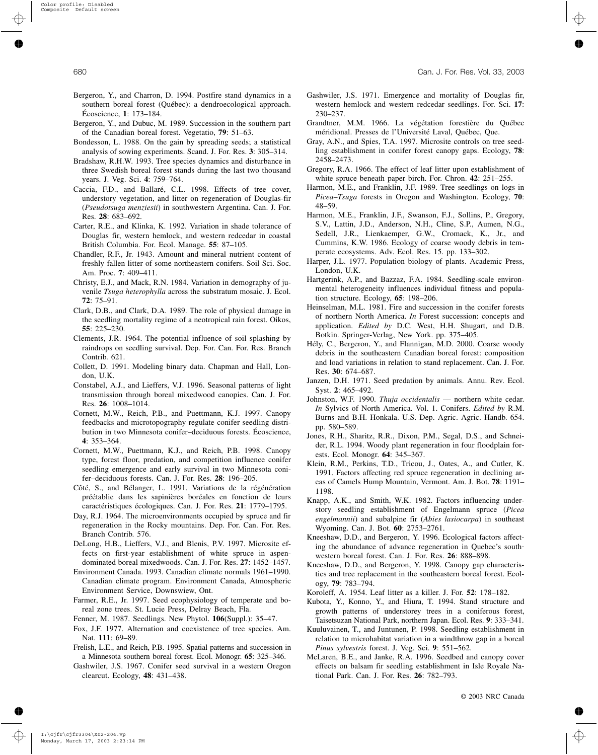Bergeron, Y., and Charron, D. 1994. Postfire stand dynamics in a southern boreal forest (Québec): a dendroecological approach. Écoscience, **1**: 173–184.

Bergeron, Y., and Dubuc, M. 1989. Succession in the southern part of the Canadian boreal forest. Vegetatio, **79**: 51–63.

Bondesson, L. 1988. On the gain by spreading seeds; a statistical analysis of sowing experiments. Scand. J. For. Res. **3**: 305–314.

Bradshaw, R.H.W. 1993. Tree species dynamics and disturbance in three Swedish boreal forest stands during the last two thousand years. J. Veg. Sci. **4**: 759–764.

Caccia, F.D., and Ballaré, C.L. 1998. Effects of tree cover, understory vegetation, and litter on regeneration of Douglas-fir (*Pseudotsuga menziesii*) in southwestern Argentina. Can. J. For. Res. **28**: 683–692.

Carter, R.E., and Klinka, K. 1992. Variation in shade tolerance of Douglas fir, western hemlock, and western redcedar in coastal British Columbia. For. Ecol. Manage. **55**: 87–105.

Chandler, R.F., Jr. 1943. Amount and mineral nutrient content of freshly fallen litter of some northeastern conifers. Soil Sci. Soc. Am. Proc. **7**: 409–411.

Christy, E.J., and Mack, R.N. 1984. Variation in demography of juvenile *Tsuga heterophylla* across the substratum mosaic. J. Ecol. **72**: 75–91.

Clark, D.B., and Clark, D.A. 1989. The role of physical damage in the seedling mortality regime of a neotropical rain forest. Oikos, **55**: 225–230.

Clements, J.R. 1964. The potential influence of soil splashing by raindrops on seedling survival. Dep. For. Can. For. Res. Branch Contrib. 621.

Collett, D. 1991. Modeling binary data. Chapman and Hall, London, U.K.

Constabel, A.J., and Lieffers, V.J. 1996. Seasonal patterns of light transmission through boreal mixedwood canopies. Can. J. For. Res. **26**: 1008–1014.

Cornett, M.W., Reich, P.B., and Puettmann, K.J. 1997. Canopy feedbacks and microtopography regulate conifer seedling distribution in two Minnesota conifer–deciduous forests. Écoscience, **4**: 353–364.

Cornett, M.W., Puettmann, K.J., and Reich, P.B. 1998. Canopy type, forest floor, predation, and competition influence conifer seedling emergence and early survival in two Minnesota conifer–deciduous forests. Can. J. For. Res. **28**: 196–205.

Côté, S., and Bélanger, L. 1991. Variations de la régénération préétablie dans les sapinières boréales en fonction de leurs caractéristiques écologiques. Can. J. For. Res. **21**: 1779–1795.

Day, R.J. 1964. The microenvironments occupied by spruce and fir regeneration in the Rocky mountains. Dep. For. Can. For. Res. Branch Contrib. 576.

DeLong, H.B., Lieffers, V.J., and Blenis, P.V. 1997. Microsite effects on first-year establishment of white spruce in aspen-dominated boreal mixedwoods. Can. J. For. Res. **27**: 1452–1457.

Environment Canada. 1993. Canadian climate normals 1961–1990. Canadian climate program. Environment Canada, Atmospheric Environment Service, Downswiew, Ont.

Farmer, R.E., Jr. 1997. Seed ecophysiology of temperate and boreal zone trees. St. Lucie Press, Delray Beach, Fla.

Fenner, M. 1987. Seedlings. New Phytol. **106**(Suppl.): 35–47.

Fox, J.F. 1977. Alternation and coexistence of tree species. Am. Nat. **111**: 69–89.

Frelish, L.E., and Reich, P.B. 1995. Spatial patterns and succession in a Minnesota southern boreal forest. Ecol. Monogr. **65**: 325–346.

Gashwiler, J.S. 1967. Conifer seed survival in a western Oregon clearcut. Ecology, **48**: 431–438.

Gashwiler, J.S. 1971. Emergence and mortality of Douglas fir, western hemlock and western redcedar seedlings. For. Sci. **17**: 230–237.

Grandtner, M.M. 1966. La végétation forestière du Québec méridional. Presses de l'Université Laval, Québec, Que.

Gray, A.N., and Spies, T.A. 1997. Microsite controls on tree seedling establishment in conifer forest canopy gaps. Ecology, **78**: 2458–2473.

Gregory, R.A. 1966. The effect of leaf litter upon establishment of white spruce beneath paper birch. For. Chron. **42**: 251–255.

Harmon, M.E., and Franklin, J.F. 1989. Tree seedlings on logs in *Picea–Tsuga* forests in Oregon and Washington. Ecology, **70**: 48–59.

Harmon, M.E., Franklin, J.F., Swanson, F.J., Sollins, P., Gregory, S.V., Lattin, J.D., Anderson, N.H., Cline, S.P., Aumen, N.G., Sedell, J.R., Lienkaemper, G.W., Cromack, K., Jr., and Cummins, K.W. 1986. Ecology of coarse woody debris in temperate ecosystems. Adv. Ecol. Res. 15. pp. 133–302.

Harper, J.L. 1977. Population biology of plants. Academic Press, London, U.K.

Hartgerink, A.P., and Bazzaz, F.A. 1984. Seedling-scale environmental heterogeneity influences individual fitness and population structure. Ecology, **65**: 198–206.

Heinselman, M.L. 1981. Fire and succession in the conifer forests of northern North America. *In* Forest succession: concepts and application. *Edited by* D.C. West, H.H. Shugart, and D.B. Botkin. Springer-Verlag, New York. pp. 375–405.

Hély, C., Bergeron, Y., and Flannigan, M.D. 2000. Coarse woody debris in the southeastern Canadian boreal forest: composition and load variations in relation to stand replacement. Can. J. For. Res. **30**: 674–687.

Janzen, D.H. 1971. Seed predation by animals. Annu. Rev. Ecol. Syst. **2**: 465–492.

Johnston, W.F. 1990. *Thuja occidentalis* — northern white cedar. *In* Sylvics of North America. Vol. 1. Conifers. *Edited by* R.M. Burns and B.H. Honkala. U.S. Dep. Agric. Agric. Handb. 654. pp. 580–589.

Jones, R.H., Sharitz, R.R., Dixon, P.M., Segal, D.S., and Schneider, R.L. 1994. Woody plant regeneration in four floodplain forests. Ecol. Monogr. **64**: 345–367.

Klein, R.M., Perkins, T.D., Tricou, J., Oates, A., and Cutler, K. 1991. Factors affecting red spruce regeneration in declining areas of Camels Hump Mountain, Vermont. Am. J. Bot. **78**: 1191–1198.

Knapp, A.K., and Smith, W.K. 1982. Factors influencing understory seedling establishment of Engelmann spruce (*Picea engelmannii*) and subalpine fir (*Abies lasiocarpa*) in southeast Wyoming. Can. J. Bot. **60**: 2753–2761.

Kneeshaw, D.D., and Bergeron, Y. 1996. Ecological factors affecting the abundance of advance regeneration in Quebec's southwestern boreal forest. Can. J. For. Res. **26**: 888–898.

Kneeshaw, D.D., and Bergeron, Y. 1998. Canopy gap characteristics and tree replacement in the southeastern boreal forest. Ecology, **79**: 783–794.

Koroleff, A. 1954. Leaf litter as a killer. J. For. **52**: 178–182.

Kubota, Y., Konno, Y., and Hiura, T. 1994. Stand structure and growth patterns of understorey trees in a coniferous forest, Taisetsuzan National Park, northern Japan. Ecol. Res. **9**: 333–341.

Kuuluvainen, T., and Juntunen, P. 1998. Seedling establishment in relation to microhabitat variation in a windthrow gap in a boreal *Pinus sylvestris* forest. J. Veg. Sci. **9**: 551–562.

McLaren, B.E., and Janke, R.A. 1996. Seedbed and canopy cover effects on balsam fir seedling establishment in Isle Royale National Park. Can. J. For. Res. **26**: 782–793.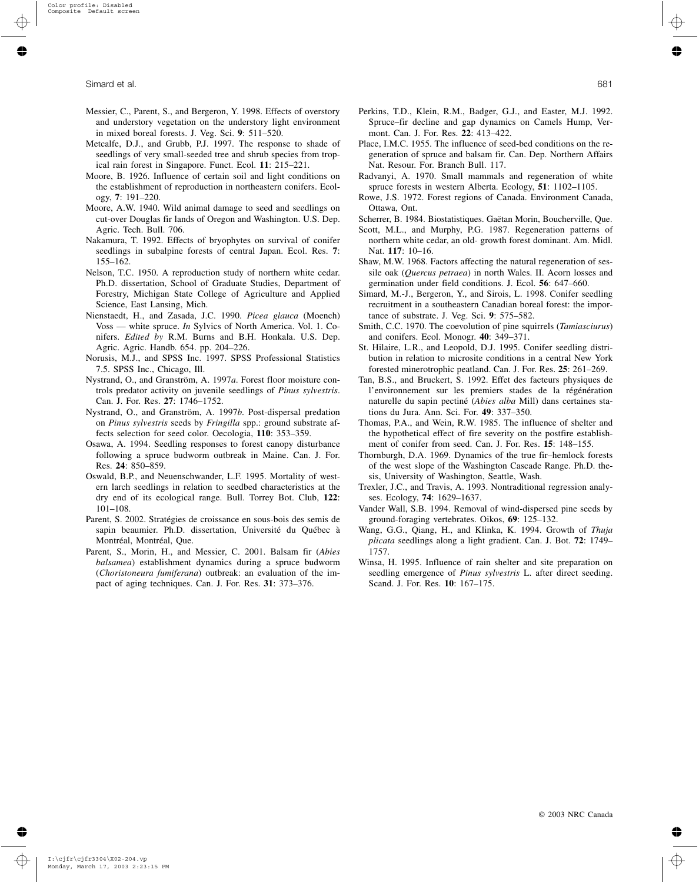Messier, C., Parent, S., and Bergeron, Y. 1998. Effects of overstory and understory vegetation on the understory light environment in mixed boreal forests. J. Veg. Sci. **9**: 511–520.

Metcalfe, D.J., and Grubb, P.J. 1997. The response to shade of seedlings of very small-seeded tree and shrub species from tropical rain forest in Singapore. Funct. Ecol. **11**: 215–221.

Moore, B. 1926. Influence of certain soil and light conditions on the establishment of reproduction in northeastern conifers. Ecology, **7**: 191–220.

Moore, A.W. 1940. Wild animal damage to seed and seedlings on cut-over Douglas fir lands of Oregon and Washington. U.S. Dep. Agric. Tech. Bull. 706.

Nakamura, T. 1992. Effects of bryophytes on survival of conifer seedlings in subalpine forests of central Japan. Ecol. Res. **7**: 155–162.

Nelson, T.C. 1950. A reproduction study of northern white cedar. Ph.D. dissertation, School of Graduate Studies, Department of Forestry, Michigan State College of Agriculture and Applied Science, East Lansing, Mich.

Nienstaedt, H., and Zasada, J.C. 1990. *Picea glauca* (Moench) Voss — white spruce. *In* Sylvics of North America. Vol. 1. Conifers. *Edited by* R.M. Burns and B.H. Honkala. U.S. Dep. Agric. Agric. Handb. 654. pp. 204–226.

Norusis, M.J., and SPSS Inc. 1997. SPSS Professional Statistics 7.5. SPSS Inc., Chicago, Ill.

Nystrand, O., and Granström, A. 1997*a*. Forest floor moisture controls predator activity on juvenile seedlings of *Pinus sylvestris*. Can. J. For. Res. **27**: 1746–1752.

Nystrand, O., and Granström, A. 1997*b*. Post-dispersal predation on *Pinus sylvestris* seeds by *Fringilla* spp.: ground substrate affects selection for seed color. Oecologia, **110**: 353–359.

Osawa, A. 1994. Seedling responses to forest canopy disturbance following a spruce budworm outbreak in Maine. Can. J. For. Res. **24**: 850–859.

Oswald, B.P., and Neuenschwander, L.F. 1995. Mortality of western larch seedlings in relation to seedbed characteristics at the dry end of its ecological range. Bull. Torrey Bot. Club, **122**: 101–108.

Parent, S. 2002. Stratégies de croissance en sous-bois des semis de sapin beaumier. Ph.D. dissertation, Université du Québec à Montréal, Montréal, Que.

Parent, S., Morin, H., and Messier, C. 2001. Balsam fir (*Abies balsamea*) establishment dynamics during a spruce budworm (*Choristoneura fumiferana*) outbreak: an evaluation of the impact of aging techniques. Can. J. For. Res. **31**: 373–376.

Perkins, T.D., Klein, R.M., Badger, G.J., and Easter, M.J. 1992. Spruce–fir decline and gap dynamics on Camels Hump, Vermont. Can. J. For. Res. **22**: 413–422.

Place, I.M.C. 1955. The influence of seed-bed conditions on the regeneration of spruce and balsam fir. Can. Dep. Northern Affairs Nat. Resour. For. Branch Bull. 117.

Radvanyi, A. 1970. Small mammals and regeneration of white spruce forests in western Alberta. Ecology, **51**: 1102–1105.

Rowe, J.S. 1972. Forest regions of Canada. Environment Canada, Ottawa, Ont.

Scherrer, B. 1984. Biostatistiques. Gaëtan Morin, Boucherville, Que.

Scott, M.L., and Murphy, P.G. 1987. Regeneration patterns of northern white cedar, an old- growth forest dominant. Am. Midl. Nat. **117**: 10–16.

Shaw, M.W. 1968. Factors affecting the natural regeneration of sessile oak (*Quercus petraea*) in north Wales. II. Acorn losses and germination under field conditions. J. Ecol. **56**: 647–660.

Simard, M.-J., Bergeron, Y., and Sirois, L. 1998. Conifer seedling recruitment in a southeastern Canadian boreal forest: the importance of substrate. J. Veg. Sci. **9**: 575–582.

Smith, C.C. 1970. The coevolution of pine squirrels (*Tamiasciurus*) and conifers. Ecol. Monogr. **40**: 349–371.

St. Hilaire, L.R., and Leopold, D.J. 1995. Conifer seedling distribution in relation to microsite conditions in a central New York forested minerotrophic peatland. Can. J. For. Res. **25**: 261–269.

Tan, B.S., and Bruckert, S. 1992. Effet des facteurs physiques de l'environnement sur les premiers stades de la régénération naturelle du sapin pectiné (*Abies alba* Mill) dans certaines stations du Jura. Ann. Sci. For. **49**: 337–350.

Thomas, P.A., and Wein, R.W. 1985. The influence of shelter and the hypothetical effect of fire severity on the postfire establishment of conifer from seed. Can. J. For. Res. **15**: 148–155.

Thornburgh, D.A. 1969. Dynamics of the true fir–hemlock forests of the west slope of the Washington Cascade Range. Ph.D. thesis, University of Washington, Seattle, Wash.

Trexler, J.C., and Travis, A. 1993. Nontraditional regression analyses. Ecology, **74**: 1629–1637.

Vander Wall, S.B. 1994. Removal of wind-dispersed pine seeds by ground-foraging vertebrates. Oikos, **69**: 125–132.

Wang, G.G., Qiang, H., and Klinka, K. 1994. Growth of *Thuja plicata* seedlings along a light gradient. Can. J. Bot. **72**: 1749–1757.

Winsa, H. 1995. Influence of rain shelter and site preparation on seedling emergence of *Pinus sylvestris* L. after direct seeding. Scand. J. For. Res. **10**: 167–175.